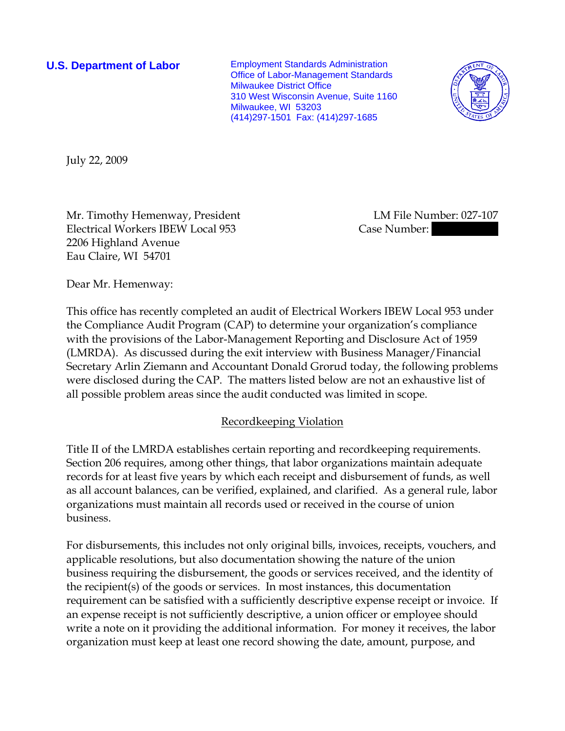**U.S. Department of Labor**

Employment Standards Administration
Office of Labor-Management Standards
Milwaukee District Office
310 West Wisconsin Avenue, Suite 1160
Milwaukee, WI 53203
(414)297-1501 Fax: (414)297-1685

July 22, 2009

Mr. Timothy Hemenway, President
Electrical Workers IBEW Local 953
2206 Highland Avenue
Eau Claire, WI 54701

LM File Number: 027-107
Case Number:

Dear Mr. Hemenway:

This office has recently completed an audit of Electrical Workers IBEW Local 953 under the Compliance Audit Program (CAP) to determine your organization's compliance with the provisions of the Labor-Management Reporting and Disclosure Act of 1959 (LMRDA). As discussed during the exit interview with Business Manager/Financial Secretary Arlin Ziemann and Accountant Donald Grorud today, the following problems were disclosed during the CAP. The matters listed below are not an exhaustive list of all possible problem areas since the audit conducted was limited in scope.

## Recordkeeping Violation

Title II of the LMRDA establishes certain reporting and recordkeeping requirements. Section 206 requires, among other things, that labor organizations maintain adequate records for at least five years by which each receipt and disbursement of funds, as well as all account balances, can be verified, explained, and clarified. As a general rule, labor organizations must maintain all records used or received in the course of union business.

For disbursements, this includes not only original bills, invoices, receipts, vouchers, and applicable resolutions, but also documentation showing the nature of the union business requiring the disbursement, the goods or services received, and the identity of the recipient(s) of the goods or services. In most instances, this documentation requirement can be satisfied with a sufficiently descriptive expense receipt or invoice. If an expense receipt is not sufficiently descriptive, a union officer or employee should write a note on it providing the additional information. For money it receives, the labor organization must keep at least one record showing the date, amount, purpose, and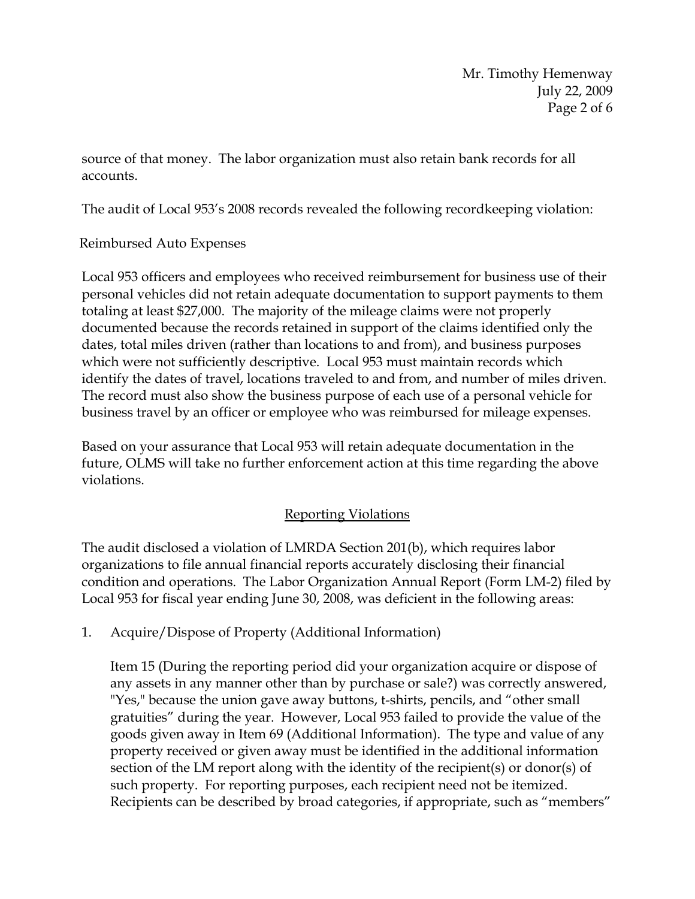source of that money. The labor organization must also retain bank records for all accounts.

The audit of Local 953's 2008 records revealed the following recordkeeping violation:

Reimbursed Auto Expenses

Local 953 officers and employees who received reimbursement for business use of their personal vehicles did not retain adequate documentation to support payments to them totaling at least $27,000. The majority of the mileage claims were not properly documented because the records retained in support of the claims identified only the dates, total miles driven (rather than locations to and from), and business purposes which were not sufficiently descriptive. Local 953 must maintain records which identify the dates of travel, locations traveled to and from, and number of miles driven. The record must also show the business purpose of each use of a personal vehicle for business travel by an officer or employee who was reimbursed for mileage expenses.

Based on your assurance that Local 953 will retain adequate documentation in the future, OLMS will take no further enforcement action at this time regarding the above violations.

## Reporting Violations

The audit disclosed a violation of LMRDA Section 201(b), which requires labor organizations to file annual financial reports accurately disclosing their financial condition and operations. The Labor Organization Annual Report (Form LM-2) filed by Local 953 for fiscal year ending June 30, 2008, was deficient in the following areas:

1. Acquire/Dispose of Property (Additional Information)

   Item 15 (During the reporting period did your organization acquire or dispose of any assets in any manner other than by purchase or sale?) was correctly answered, "Yes," because the union gave away buttons, t-shirts, pencils, and "other small gratuities" during the year. However, Local 953 failed to provide the value of the goods given away in Item 69 (Additional Information). The type and value of any property received or given away must be identified in the additional information section of the LM report along with the identity of the recipient(s) or donor(s) of such property. For reporting purposes, each recipient need not be itemized. Recipients can be described by broad categories, if appropriate, such as "members"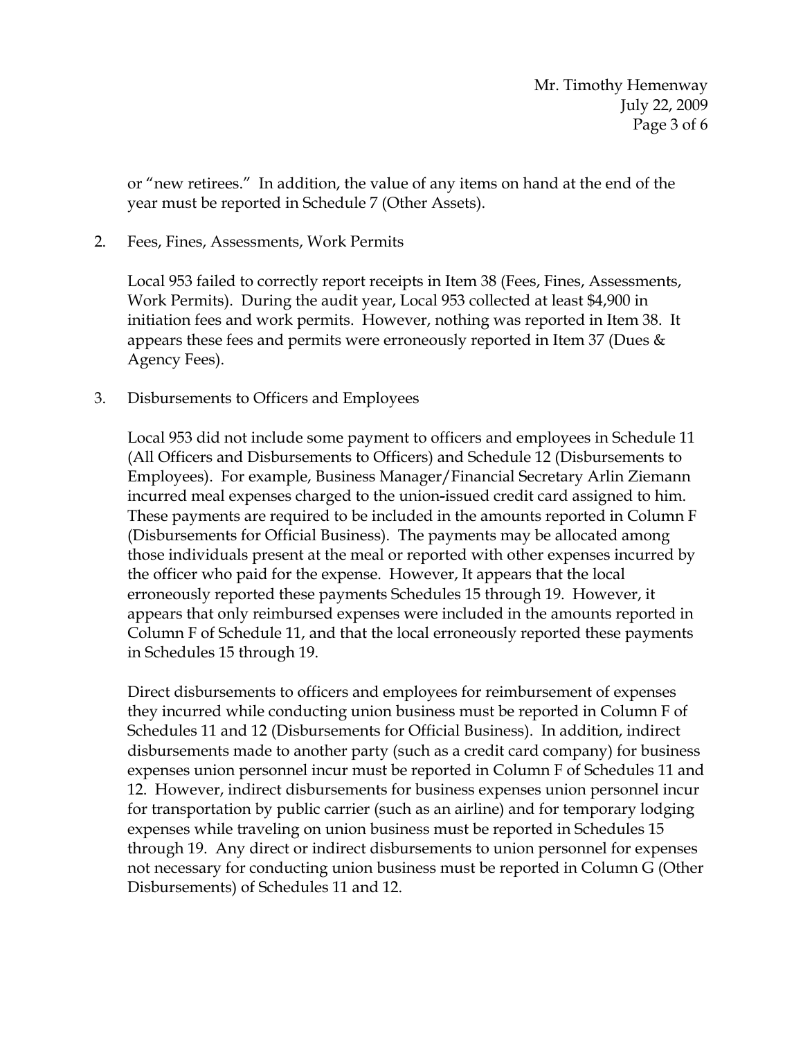or "new retirees." In addition, the value of any items on hand at the end of the year must be reported in Schedule 7 (Other Assets).

2. Fees, Fines, Assessments, Work Permits

   Local 953 failed to correctly report receipts in Item 38 (Fees, Fines, Assessments, Work Permits). During the audit year, Local 953 collected at least $4,900 in initiation fees and work permits. However, nothing was reported in Item 38. It appears these fees and permits were erroneously reported in Item 37 (Dues & Agency Fees).

3. Disbursements to Officers and Employees

   Local 953 did not include some payment to officers and employees in Schedule 11 (All Officers and Disbursements to Officers) and Schedule 12 (Disbursements to Employees). For example, Business Manager/Financial Secretary Arlin Ziemann incurred meal expenses charged to the union-issued credit card assigned to him. These payments are required to be included in the amounts reported in Column F (Disbursements for Official Business). The payments may be allocated among those individuals present at the meal or reported with other expenses incurred by the officer who paid for the expense. However, It appears that the local erroneously reported these payments Schedules 15 through 19. However, it appears that only reimbursed expenses were included in the amounts reported in Column F of Schedule 11, and that the local erroneously reported these payments in Schedules 15 through 19.

   Direct disbursements to officers and employees for reimbursement of expenses they incurred while conducting union business must be reported in Column F of Schedules 11 and 12 (Disbursements for Official Business). In addition, indirect disbursements made to another party (such as a credit card company) for business expenses union personnel incur must be reported in Column F of Schedules 11 and 12. However, indirect disbursements for business expenses union personnel incur for transportation by public carrier (such as an airline) and for temporary lodging expenses while traveling on union business must be reported in Schedules 15 through 19. Any direct or indirect disbursements to union personnel for expenses not necessary for conducting union business must be reported in Column G (Other Disbursements) of Schedules 11 and 12.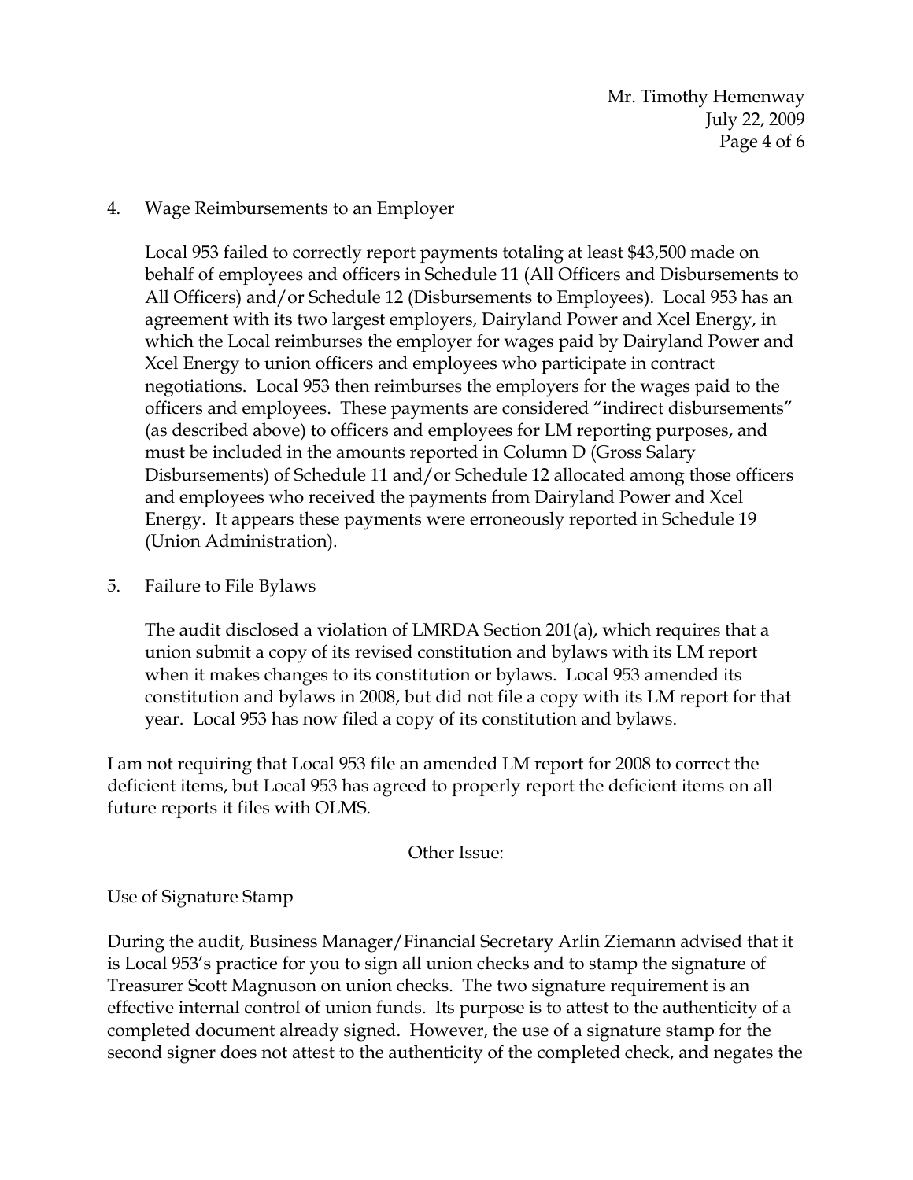4. Wage Reimbursements to an Employer

   Local 953 failed to correctly report payments totaling at least $43,500 made on behalf of employees and officers in Schedule 11 (All Officers and Disbursements to All Officers) and/or Schedule 12 (Disbursements to Employees). Local 953 has an agreement with its two largest employers, Dairyland Power and Xcel Energy, in which the Local reimburses the employer for wages paid by Dairyland Power and Xcel Energy to union officers and employees who participate in contract negotiations. Local 953 then reimburses the employers for the wages paid to the officers and employees. These payments are considered "indirect disbursements" (as described above) to officers and employees for LM reporting purposes, and must be included in the amounts reported in Column D (Gross Salary Disbursements) of Schedule 11 and/or Schedule 12 allocated among those officers and employees who received the payments from Dairyland Power and Xcel Energy. It appears these payments were erroneously reported in Schedule 19 (Union Administration).

5. Failure to File Bylaws

   The audit disclosed a violation of LMRDA Section 201(a), which requires that a union submit a copy of its revised constitution and bylaws with its LM report when it makes changes to its constitution or bylaws. Local 953 amended its constitution and bylaws in 2008, but did not file a copy with its LM report for that year. Local 953 has now filed a copy of its constitution and bylaws.

I am not requiring that Local 953 file an amended LM report for 2008 to correct the deficient items, but Local 953 has agreed to properly report the deficient items on all future reports it files with OLMS.

## Other Issue:

Use of Signature Stamp

During the audit, Business Manager/Financial Secretary Arlin Ziemann advised that it is Local 953's practice for you to sign all union checks and to stamp the signature of Treasurer Scott Magnuson on union checks. The two signature requirement is an effective internal control of union funds. Its purpose is to attest to the authenticity of a completed document already signed. However, the use of a signature stamp for the second signer does not attest to the authenticity of the completed check, and negates the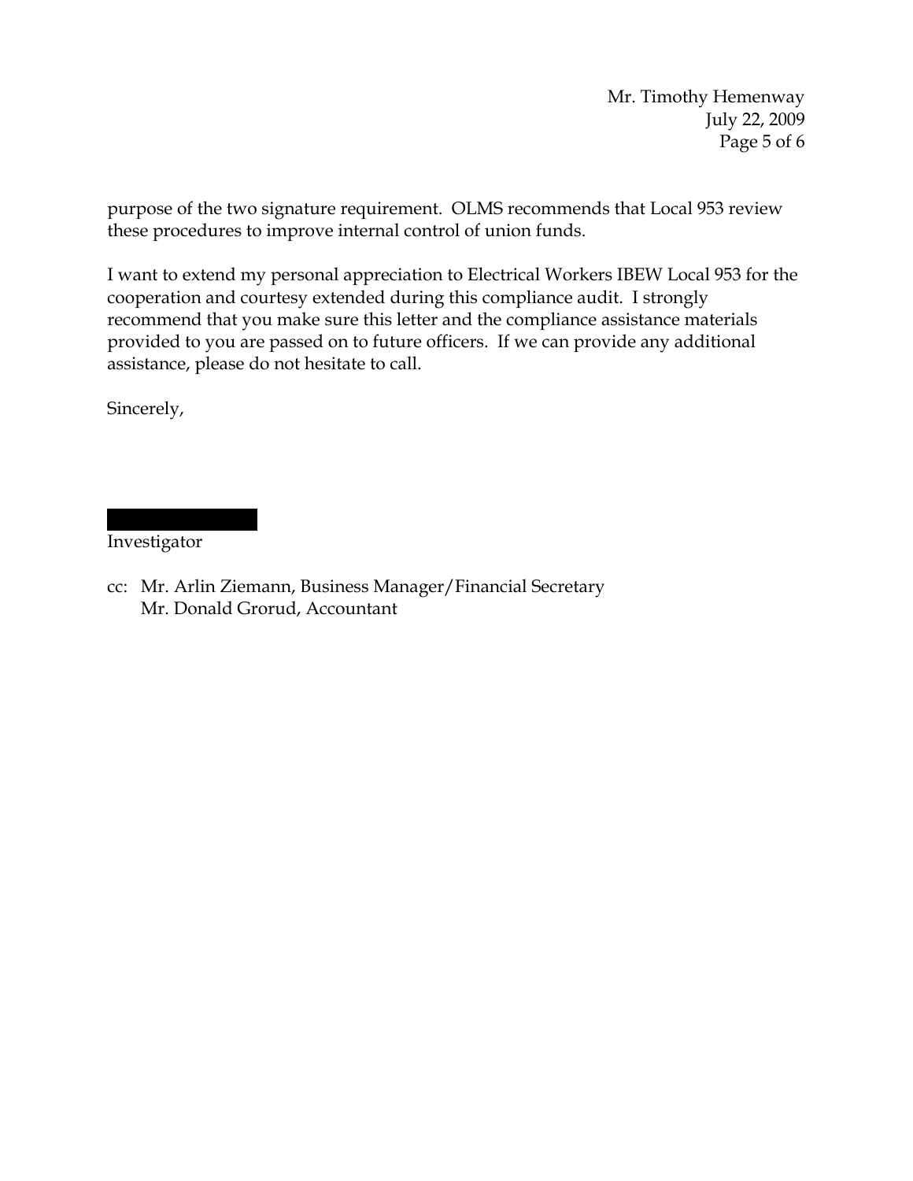purpose of the two signature requirement. OLMS recommends that Local 953 review these procedures to improve internal control of union funds.

I want to extend my personal appreciation to Electrical Workers IBEW Local 953 for the cooperation and courtesy extended during this compliance audit. I strongly recommend that you make sure this letter and the compliance assistance materials provided to you are passed on to future officers. If we can provide any additional assistance, please do not hesitate to call.

Sincerely,

Investigator

cc: Mr. Arlin Ziemann, Business Manager/Financial Secretary
Mr. Donald Grorud, Accountant